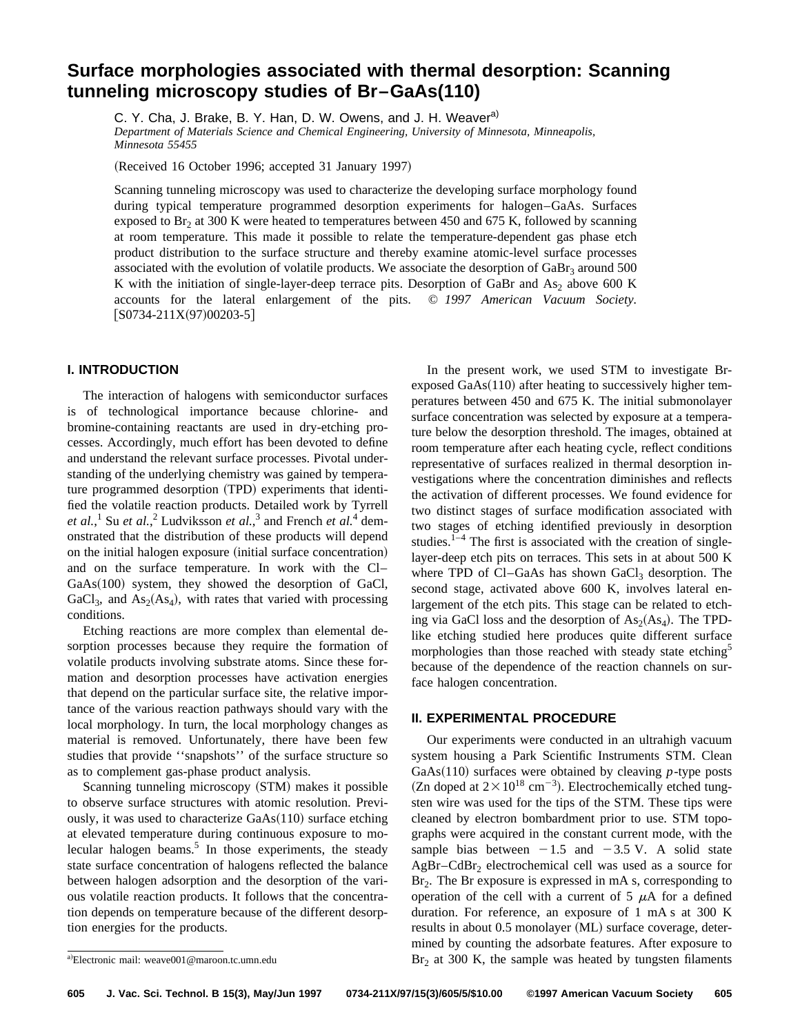# Surface morphologies associated with thermal desorption: Scanning tunneling microscopy studies of Br–GaAs(110)

C. Y. Cha, J. Brake, B. Y. Han, D. W. Owens, and J. H. Weaver[a]

*Department of Materials Science and Chemical Engineering, University of Minnesota, Minneapolis, Minnesota 55455*

(Received 16 October 1996; accepted 31 January 1997)

Scanning tunneling microscopy was used to characterize the developing surface morphology found during typical temperature programmed desorption experiments for halogen–GaAs. Surfaces exposed to $Br_2$ at 300 K were heated to temperatures between 450 and 675 K, followed by scanning at room temperature. This made it possible to relate the temperature-dependent gas phase etch product distribution to the surface structure and thereby examine atomic-level surface processes associated with the evolution of volatile products. We associate the desorption of $GaBr_3$ around 500 K with the initiation of single-layer-deep terrace pits. Desorption of GaBr and $As_2$ above 600 K accounts for the lateral enlargement of the pits. © *1997 American Vacuum Society.* [S0734-211X(97)00203-5]

## I. INTRODUCTION

The interaction of halogens with semiconductor surfaces is of technological importance because chlorine- and bromine-containing reactants are used in dry-etching processes. Accordingly, much effort has been devoted to define and understand the relevant surface processes. Pivotal understanding of the underlying chemistry was gained by temperature programmed desorption (TPD) experiments that identified the volatile reaction products. Detailed work by Tyrrell *et al.*,[1] Su *et al.*,[2] Ludviksson *et al.*,[3] and French *et al.*[4] demonstrated that the distribution of these products will depend on the initial halogen exposure (initial surface concentration) and on the surface temperature. In work with the Cl–GaAs(100) system, they showed the desorption of GaCl, $GaCl_3$, and $As_2(As_4)$, with rates that varied with processing conditions.

Etching reactions are more complex than elemental desorption processes because they require the formation of volatile products involving substrate atoms. Since these formation and desorption processes have activation energies that depend on the particular surface site, the relative importance of the various reaction pathways should vary with the local morphology. In turn, the local morphology changes as material is removed. Unfortunately, there have been few studies that provide ''snapshots'' of the surface structure so as to complement gas-phase product analysis.

Scanning tunneling microscopy (STM) makes it possible to observe surface structures with atomic resolution. Previously, it was used to characterize GaAs(110) surface etching at elevated temperature during continuous exposure to molecular halogen beams.[5] In those experiments, the steady state surface concentration of halogens reflected the balance between halogen adsorption and the desorption of the various volatile reaction products. It follows that the concentration depends on temperature because of the different desorption energies for the products.

In the present work, we used STM to investigate Br-exposed GaAs(110) after heating to successively higher temperatures between 450 and 675 K. The initial submonolayer surface concentration was selected by exposure at a temperature below the desorption threshold. The images, obtained at room temperature after each heating cycle, reflect conditions representative of surfaces realized in thermal desorption investigations where the concentration diminishes and reflects the activation of different processes. We found evidence for two distinct stages of surface modification associated with two stages of etching identified previously in desorption studies.[1–4] The first is associated with the creation of single-layer-deep etch pits on terraces. This sets in at about 500 K where TPD of Cl–GaAs has shown $GaCl_3$ desorption. The second stage, activated above 600 K, involves lateral enlargement of the etch pits. This stage can be related to etching via GaCl loss and the desorption of $As_2(As_4)$. The TPD-like etching studied here produces quite different surface morphologies than those reached with steady state etching[5] because of the dependence of the reaction channels on surface halogen concentration.

## II. EXPERIMENTAL PROCEDURE

Our experiments were conducted in an ultrahigh vacuum system housing a Park Scientific Instruments STM. Clean GaAs(110) surfaces were obtained by cleaving *p*-type posts (Zn doped at $2\times10^{18}$ cm$^{-3}$). Electrochemically etched tungsten wire was used for the tips of the STM. These tips were cleaned by electron bombardment prior to use. STM topographs were acquired in the constant current mode, with the sample bias between $-1.5$ and $-3.5$ V. A solid state AgBr–$CdBr_2$ electrochemical cell was used as a source for $Br_2$. The Br exposure is expressed in mA s, corresponding to operation of the cell with a current of 5 $\mu$A for a defined duration. For reference, an exposure of 1 mA s at 300 K results in about 0.5 monolayer (ML) surface coverage, determined by counting the adsorbate features. After exposure to $Br_2$ at 300 K, the sample was heated by tungsten filaments

[a]Electronic mail: weave001@maroon.tc.umn.edu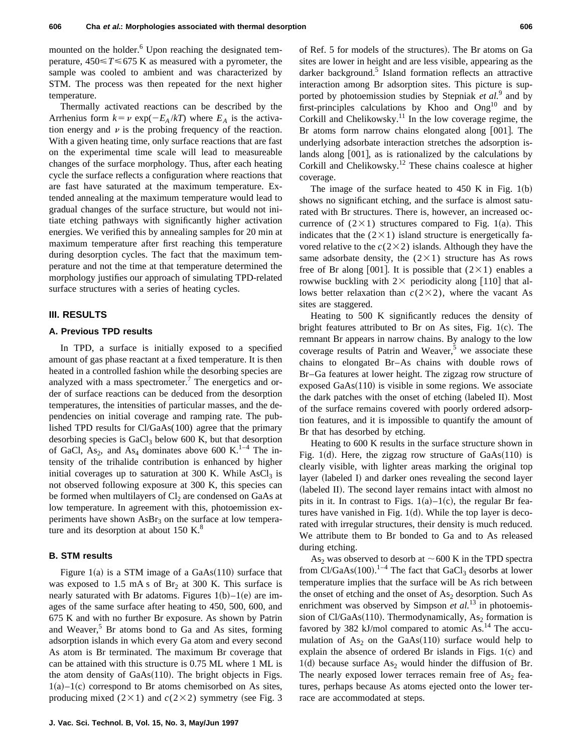mounted on the holder.[6] Upon reaching the designated temperature, $450 \leqslant T \leqslant 675$ K as measured with a pyrometer, the sample was cooled to ambient and was characterized by STM. The process was then repeated for the next higher temperature.

Thermally activated reactions can be described by the Arrhenius form $k = \nu \exp(-E_A/kT)$ where $E_A$ is the activation energy and $\nu$ is the probing frequency of the reaction. With a given heating time, only surface reactions that are fast on the experimental time scale will lead to measureable changes of the surface morphology. Thus, after each heating cycle the surface reflects a configuration where reactions that are fast have saturated at the maximum temperature. Extended annealing at the maximum temperature would lead to gradual changes of the surface structure, but would not initiate etching pathways with significantly higher activation energies. We verified this by annealing samples for 20 min at maximum temperature after first reaching this temperature during desorption cycles. The fact that the maximum temperature and not the time at that temperature determined the morphology justifies our approach of simulating TPD-related surface structures with a series of heating cycles.

## III. RESULTS

### A. Previous TPD results

In TPD, a surface is initially exposed to a specified amount of gas phase reactant at a fixed temperature. It is then heated in a controlled fashion while the desorbing species are analyzed with a mass spectrometer.[7] The energetics and order of surface reactions can be deduced from the desorption temperatures, the intensities of particular masses, and the dependencies on initial coverage and ramping rate. The published TPD results for Cl/GaAs(100) agree that the primary desorbing species is $GaCl_3$ below 600 K, but that desorption of GaCl, $As_2$, and $As_4$ dominates above 600 K.[1–4] The intensity of the trihalide contribution is enhanced by higher initial coverages up to saturation at 300 K. While $AsCl_3$ is not observed following exposure at 300 K, this species can be formed when multilayers of $Cl_2$ are condensed on GaAs at low temperature. In agreement with this, photoemission experiments have shown $AsBr_3$ on the surface at low temperature and its desorption at about 150 K.[8]

### B. STM results

Figure 1(a) is a STM image of a GaAs(110) surface that was exposed to 1.5 mA s of $Br_2$ at 300 K. This surface is nearly saturated with Br adatoms. Figures 1(b)–1(e) are images of the same surface after heating to 450, 500, 600, and 675 K and with no further Br exposure. As shown by Patrin and Weaver,[5] Br atoms bond to Ga and As sites, forming adsorption islands in which every Ga atom and every second As atom is Br terminated. The maximum Br coverage that can be attained with this structure is 0.75 ML where 1 ML is the atom density of GaAs(110). The bright objects in Figs. 1(a)–1(c) correspond to Br atoms chemisorbed on As sites, producing mixed $(2\times1)$ and $c(2\times2)$ symmetry (see Fig. 3 of Ref. 5 for models of the structures). The Br atoms on Ga sites are lower in height and are less visible, appearing as the darker background.[5] Island formation reflects an attractive interaction among Br adsorption sites. This picture is supported by photoemission studies by Stepniak *et al.*[9] and by first-principles calculations by Khoo and Ong[10] and by Corkill and Chelikowsky.[11] In the low coverage regime, the Br atoms form narrow chains elongated along [001]. The underlying adsorbate interaction stretches the adsorption islands along [001], as is rationalized by the calculations by Corkill and Chelikowsky.[12] These chains coalesce at higher coverage.

The image of the surface heated to 450 K in Fig. 1(b) shows no significant etching, and the surface is almost saturated with Br structures. There is, however, an increased occurrence of $(2\times1)$ structures compared to Fig. 1(a). This indicates that the $(2\times1)$ island structure is energetically favored relative to the $c(2\times2)$ islands. Although they have the same adsorbate density, the $(2\times1)$ structure has As rows free of Br along [001]. It is possible that $(2\times1)$ enables a rowwise buckling with $2\times$ periodicity along $[1\bar{1}0]$ that allows better relaxation than $c(2\times2)$, where the vacant As sites are staggered.

Heating to 500 K significantly reduces the density of bright features attributed to Br on As sites, Fig. 1(c). The remnant Br appears in narrow chains. By analogy to the low coverage results of Patrin and Weaver,[5] we associate these chains to elongated Br–As chains with double rows of Br–Ga features at lower height. The zigzag row structure of exposed GaAs(110) is visible in some regions. We associate the dark patches with the onset of etching (labeled II). Most of the surface remains covered with poorly ordered adsorption features, and it is impossible to quantify the amount of Br that has desorbed by etching.

Heating to 600 K results in the surface structure shown in Fig. 1(d). Here, the zigzag row structure of GaAs(110) is clearly visible, with lighter areas marking the original top layer (labeled I) and darker ones revealing the second layer (labeled II). The second layer remains intact with almost no pits in it. In contrast to Figs. 1(a)–1(c), the regular Br features have vanished in Fig. 1(d). While the top layer is decorated with irregular structures, their density is much reduced. We attribute them to Br bonded to Ga and to As released during etching.

$As_2$ was observed to desorb at ~600 K in the TPD spectra from Cl/GaAs(100).[1–4] The fact that $GaCl_3$ desorbs at lower temperature implies that the surface will be As rich between the onset of etching and the onset of $As_2$ desorption. Such As enrichment was observed by Simpson *et al.*[13] in photoemission of Cl/GaAs(110). Thermodynamically, $As_2$ formation is favored by 382 kJ/mol compared to atomic As.[14] The accumulation of $As_2$ on the GaAs(110) surface would help to explain the absence of ordered Br islands in Figs. 1(c) and 1(d) because surface $As_2$ would hinder the diffusion of Br. The nearly exposed lower terraces remain free of $As_2$ features, perhaps because As atoms ejected onto the lower terrace are accommodated at steps.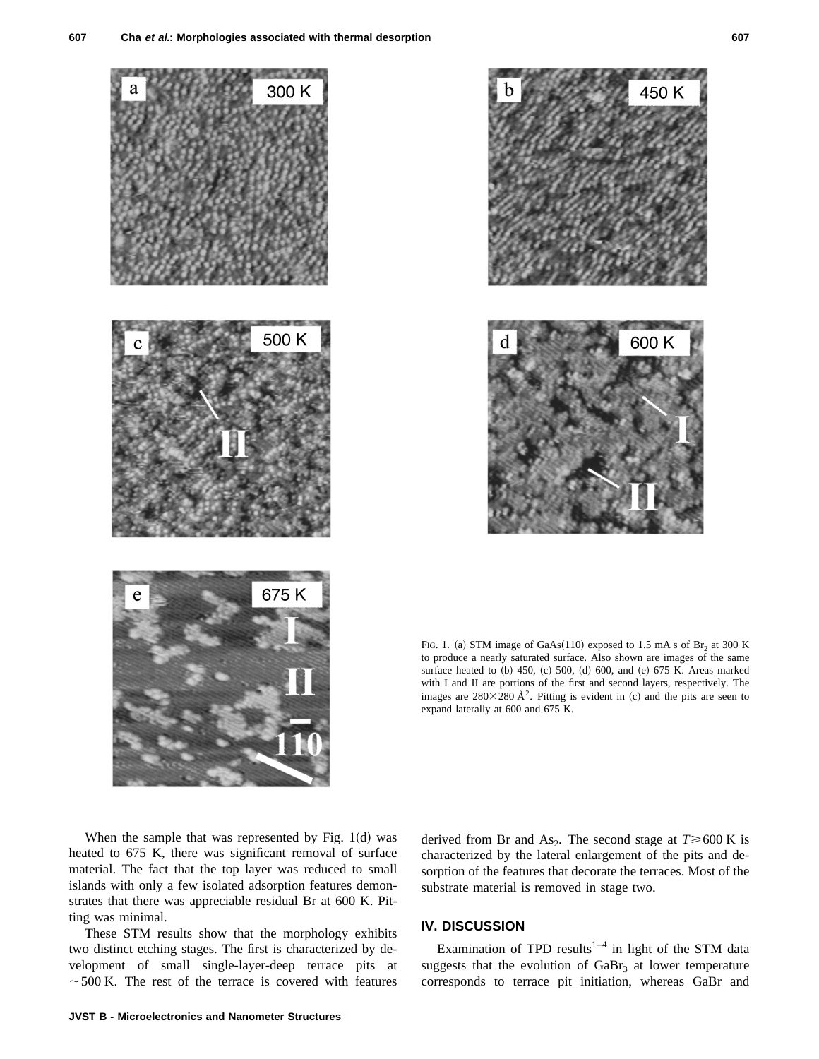FIG. 1. (a) STM image of GaAs(110) exposed to 1.5 mA s of $Br_2$ at 300 K to produce a nearly saturated surface. Also shown are images of the same surface heated to (b) 450, (c) 500, (d) 600, and (e) 675 K. Areas marked with I and II are portions of the first and second layers, respectively. The images are $280\times280$ Å$^2$. Pitting is evident in (c) and the pits are seen to expand laterally at 600 and 675 K.

When the sample that was represented by Fig. 1(d) was heated to 675 K, there was significant removal of surface material. The fact that the top layer was reduced to small islands with only a few isolated adsorption features demonstrates that there was appreciable residual Br at 600 K. Pitting was minimal.

These STM results show that the morphology exhibits two distinct etching stages. The first is characterized by development of small single-layer-deep terrace pits at ~500 K. The rest of the terrace is covered with features derived from Br and $As_2$. The second stage at $T\geqslant600$ K is characterized by the lateral enlargement of the pits and desorption of the features that decorate the terraces. Most of the substrate material is removed in stage two.

## IV. DISCUSSION

Examination of TPD results[1–4] in light of the STM data suggests that the evolution of $GaBr_3$ at lower temperature corresponds to terrace pit initiation, whereas GaBr and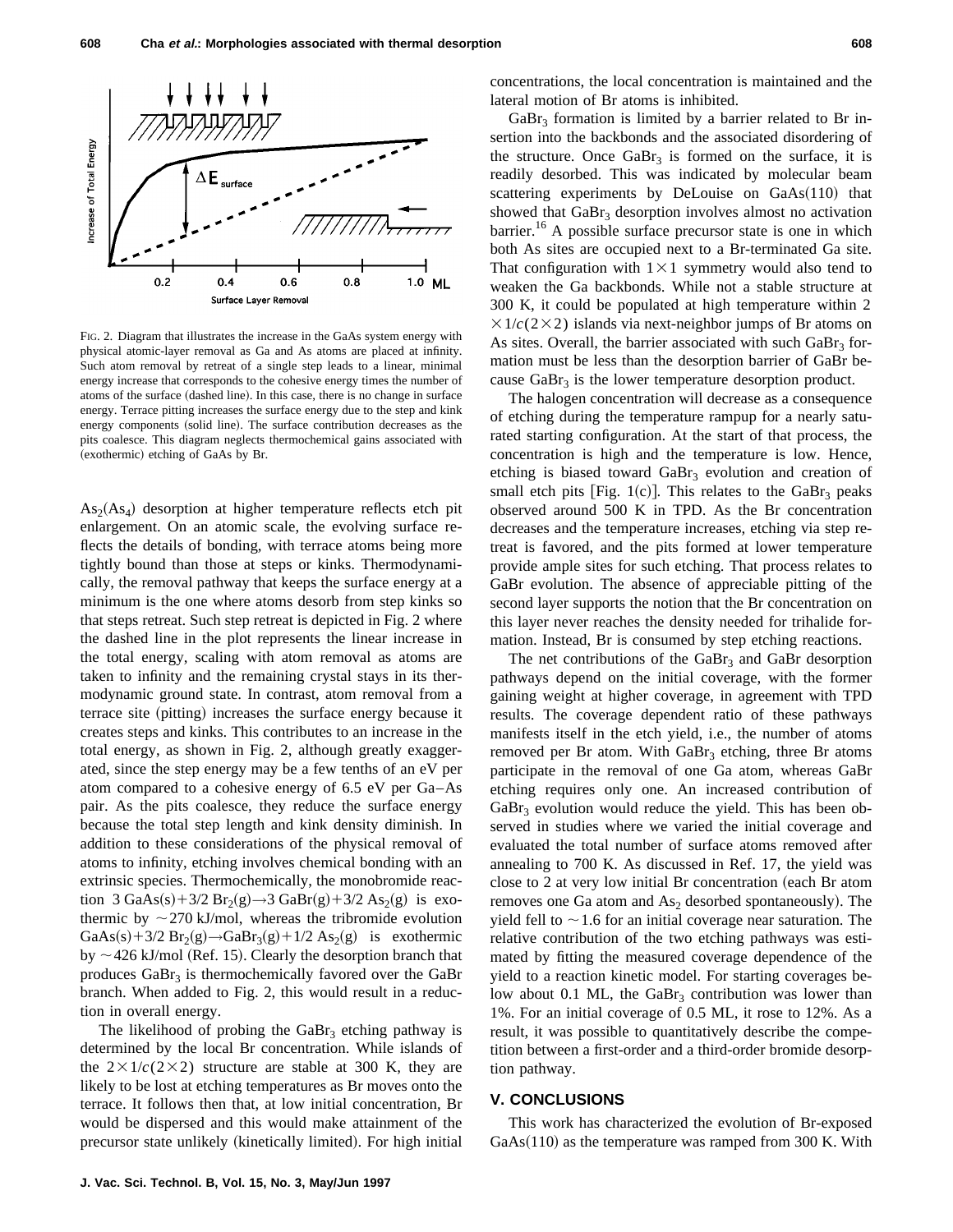FIG. 2. Diagram that illustrates the increase in the GaAs system energy with physical atomic-layer removal as Ga and As atoms are placed at infinity. Such atom removal by retreat of a single step leads to a linear, minimal energy increase that corresponds to the cohesive energy times the number of atoms of the surface (dashed line). In this case, there is no change in surface energy. Terrace pitting increases the surface energy due to the step and kink energy components (solid line). The surface contribution decreases as the pits coalesce. This diagram neglects thermochemical gains associated with (exothermic) etching of GaAs by Br.

$As_2(As_4)$ desorption at higher temperature reflects etch pit enlargement. On an atomic scale, the evolving surface reflects the details of bonding, with terrace atoms being more tightly bound than those at steps or kinks. Thermodynamically, the removal pathway that keeps the surface energy at a minimum is the one where atoms desorb from step kinks so that steps retreat. Such step retreat is depicted in Fig. 2 where the dashed line in the plot represents the linear increase in the total energy, scaling with atom removal as atoms are taken to infinity and the remaining crystal stays in its thermodynamic ground state. In contrast, atom removal from a terrace site (pitting) increases the surface energy because it creates steps and kinks. This contributes to an increase in the total energy, as shown in Fig. 2, although greatly exaggerated, since the step energy may be a few tenths of an eV per atom compared to a cohesive energy of 6.5 eV per Ga–As pair. As the pits coalesce, they reduce the surface energy because the total step length and kink density diminish. In addition to these considerations of the physical removal of atoms to infinity, etching involves chemical bonding with an extrinsic species. Thermochemically, the monobromide reaction $3\,GaAs(s)+3/2\,Br_2(g)\rightarrow 3\,GaBr(g)+3/2\,As_2(g)$ is exothermic by $\sim$270 kJ/mol, whereas the tribromide evolution $GaAs(s)+3/2\,Br_2(g)\rightarrow GaBr_3(g)+1/2\,As_2(g)$ is exothermic by $\sim$426 kJ/mol (Ref. 15). Clearly the desorption branch that produces $GaBr_3$ is thermochemically favored over the GaBr branch. When added to Fig. 2, this would result in a reduction in overall energy.

The likelihood of probing the $GaBr_3$ etching pathway is determined by the local Br concentration. While islands of the $2\times1/c(2\times2)$ structure are stable at 300 K, they are likely to be lost at etching temperatures as Br moves onto the terrace. It follows then that, at low initial concentration, Br would be dispersed and this would make attainment of the precursor state unlikely (kinetically limited). For high initial concentrations, the local concentration is maintained and the lateral motion of Br atoms is inhibited.

$GaBr_3$ formation is limited by a barrier related to Br insertion into the backbonds and the associated disordering of the structure. Once $GaBr_3$ is formed on the surface, it is readily desorbed. This was indicated by molecular beam scattering experiments by DeLouise on GaAs(110) that showed that $GaBr_3$ desorption involves almost no activation barrier.[16] A possible surface precursor state is one in which both As sites are occupied next to a Br-terminated Ga site. That configuration with $1\times1$ symmetry would also tend to weaken the Ga backbonds. While not a stable structure at 300 K, it could be populated at high temperature within $2\times1/c(2\times2)$ islands via next-neighbor jumps of Br atoms on As sites. Overall, the barrier associated with such $GaBr_3$ formation must be less than the desorption barrier of GaBr because $GaBr_3$ is the lower temperature desorption product.

The halogen concentration will decrease as a consequence of etching during the temperature rampup for a nearly saturated starting configuration. At the start of that process, the concentration is high and the temperature is low. Hence, etching is biased toward $GaBr_3$ evolution and creation of small etch pits [Fig. 1(c)]. This relates to the $GaBr_3$ peaks observed around 500 K in TPD. As the Br concentration decreases and the temperature increases, etching via step retreat is favored, and the pits formed at lower temperature provide ample sites for such etching. That process relates to GaBr evolution. The absence of appreciable pitting of the second layer supports the notion that the Br concentration on this layer never reaches the density needed for trihalide formation. Instead, Br is consumed by step etching reactions.

The net contributions of the $GaBr_3$ and GaBr desorption pathways depend on the initial coverage, with the former gaining weight at higher coverage, in agreement with TPD results. The coverage dependent ratio of these pathways manifests itself in the etch yield, i.e., the number of atoms removed per Br atom. With $GaBr_3$ etching, three Br atoms participate in the removal of one Ga atom, whereas GaBr etching requires only one. An increased contribution of $GaBr_3$ evolution would reduce the yield. This has been observed in studies where we varied the initial coverage and evaluated the total number of surface atoms removed after annealing to 700 K. As discussed in Ref. 17, the yield was close to 2 at very low initial Br concentration (each Br atom removes one Ga atom and $As_2$ desorbed spontaneously). The yield fell to $\sim$1.6 for an initial coverage near saturation. The relative contribution of the two etching pathways was estimated by fitting the measured coverage dependence of the yield to a reaction kinetic model. For starting coverages below about 0.1 ML, the $GaBr_3$ contribution was lower than 1%. For an initial coverage of 0.5 ML, it rose to 12%. As a result, it was possible to quantitatively describe the competition between a first-order and a third-order bromide desorption pathway.

## V. CONCLUSIONS

This work has characterized the evolution of Br-exposed GaAs(110) as the temperature was ramped from 300 K. With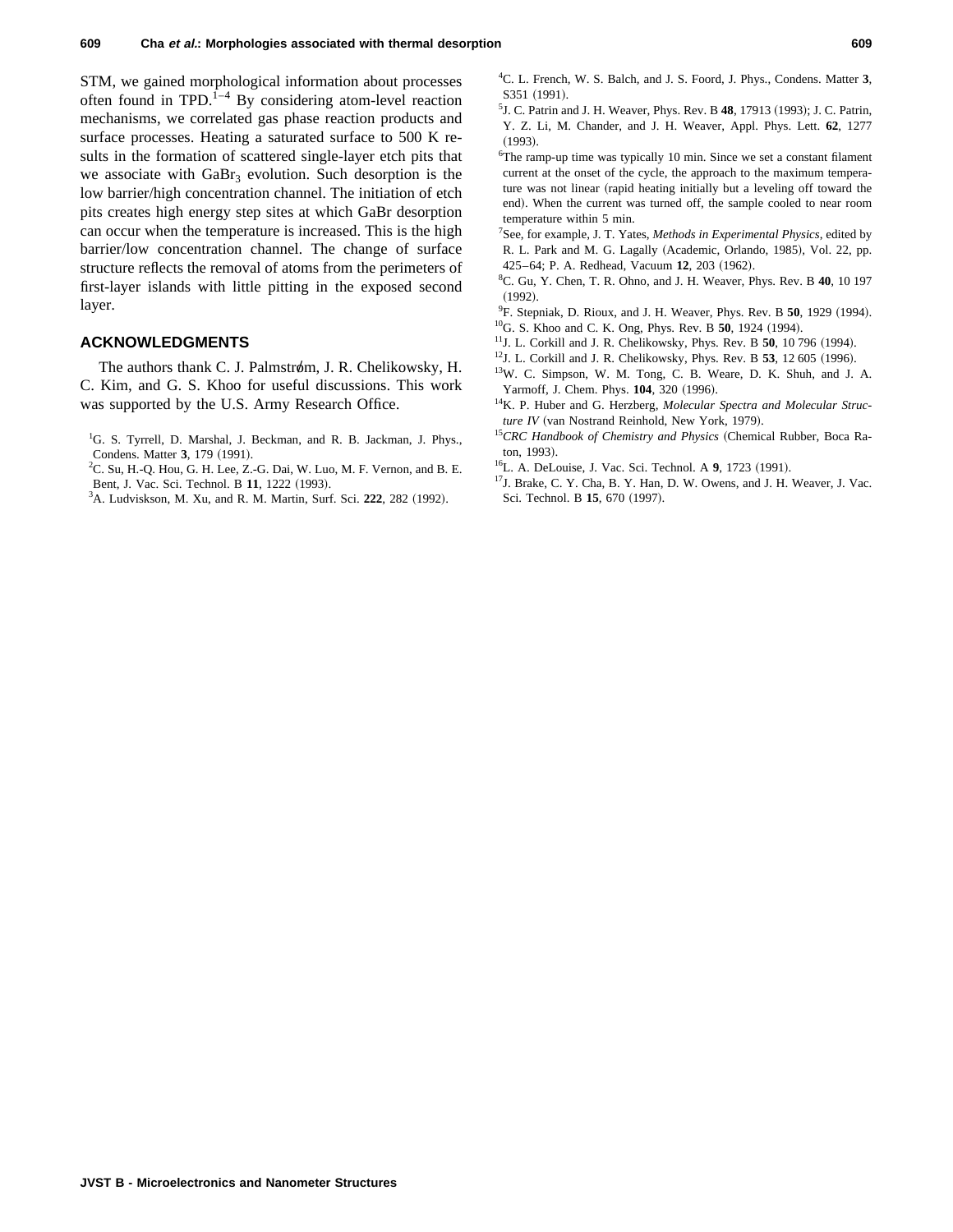STM, we gained morphological information about processes often found in TPD.[1–4] By considering atom-level reaction mechanisms, we correlated gas phase reaction products and surface processes. Heating a saturated surface to 500 K results in the formation of scattered single-layer etch pits that we associate with $GaBr_3$ evolution. Such desorption is the low barrier/high concentration channel. The initiation of etch pits creates high energy step sites at which GaBr desorption can occur when the temperature is increased. This is the high barrier/low concentration channel. The change of surface structure reflects the removal of atoms from the perimeters of first-layer islands with little pitting in the exposed second layer.

## ACKNOWLEDGMENTS

The authors thank C. J. Palmstrøm, J. R. Chelikowsky, H. C. Kim, and G. S. Khoo for useful discussions. This work was supported by the U.S. Army Research Office.

[1]G. S. Tyrrell, D. Marshal, J. Beckman, and R. B. Jackman, J. Phys., Condens. Matter **3**, 179 (1991).

[2]C. Su, H.-Q. Hou, G. H. Lee, Z.-G. Dai, W. Luo, M. F. Vernon, and B. E. Bent, J. Vac. Sci. Technol. B **11**, 1222 (1993).

[3]A. Ludviskson, M. Xu, and R. M. Martin, Surf. Sci. **222**, 282 (1992).

[4]C. L. French, W. S. Balch, and J. S. Foord, J. Phys., Condens. Matter **3**, S351 (1991).

[5]J. C. Patrin and J. H. Weaver, Phys. Rev. B **48**, 17913 (1993); J. C. Patrin, Y. Z. Li, M. Chander, and J. H. Weaver, Appl. Phys. Lett. **62**, 1277 (1993).

[6]The ramp-up time was typically 10 min. Since we set a constant filament current at the onset of the cycle, the approach to the maximum temperature was not linear (rapid heating initially but a leveling off toward the end). When the current was turned off, the sample cooled to near room temperature within 5 min.

[7]See, for example, J. T. Yates, *Methods in Experimental Physics*, edited by R. L. Park and M. G. Lagally (Academic, Orlando, 1985), Vol. 22, pp. 425–64; P. A. Redhead, Vacuum **12**, 203 (1962).

[8]C. Gu, Y. Chen, T. R. Ohno, and J. H. Weaver, Phys. Rev. B **40**, 10 197 (1992).

[9]F. Stepniak, D. Rioux, and J. H. Weaver, Phys. Rev. B **50**, 1929 (1994).

[10]G. S. Khoo and C. K. Ong, Phys. Rev. B **50**, 1924 (1994).

[11]J. L. Corkill and J. R. Chelikowsky, Phys. Rev. B **50**, 10 796 (1994).

[12]J. L. Corkill and J. R. Chelikowsky, Phys. Rev. B **53**, 12 605 (1996).

[13]W. C. Simpson, W. M. Tong, C. B. Weare, D. K. Shuh, and J. A. Yarmoff, J. Chem. Phys. **104**, 320 (1996).

[14]K. P. Huber and G. Herzberg, *Molecular Spectra and Molecular Structure IV* (van Nostrand Reinhold, New York, 1979).

[15]*CRC Handbook of Chemistry and Physics* (Chemical Rubber, Boca Raton, 1993).

[16]L. A. DeLouise, J. Vac. Sci. Technol. A **9**, 1723 (1991).

[17]J. Brake, C. Y. Cha, B. Y. Han, D. W. Owens, and J. H. Weaver, J. Vac. Sci. Technol. B **15**, 670 (1997).